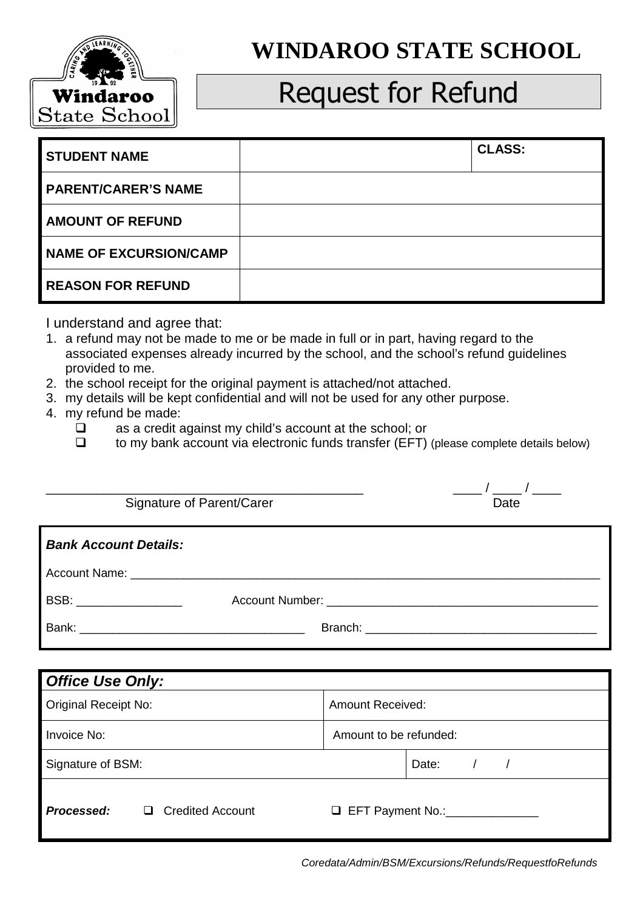# WINDAROO STATE SCHOOL

## Request for Refund

| STUDENT NAME | | CLASS: |
|---|---|---|
| PARENT/CARER'S NAME | | |
| AMOUNT OF REFUND | | |
| NAME OF EXCURSION/CAMP | | |
| REASON FOR REFUND | | |

I understand and agree that:

1. a refund may not be made to me or be made in full or in part, having regard to the associated expenses already incurred by the school, and the school's refund guidelines provided to me.
2. the school receipt for the original payment is attached/not attached.
3. my details will be kept confidential and will not be used for any other purpose.
4. my refund be made:
   - ☐ as a credit against my child's account at the school; or
   - ☐ to my bank account via electronic funds transfer (EFT) (please complete details below)

_____________________________________________ ____ / ____ / ____

Signature of Parent/Carer Date

***Bank Account Details:***

Account Name: ___________________________________________________________________________

BSB: ________________ Account Number: _________________________________________

Bank: __________________________________ Branch: ___________________________________

| ***Office Use Only:*** | | |
|---|---|---|
| Original Receipt No: | Amount Received: | |
| Invoice No: | Amount to be refunded: | |
| Signature of BSM: | | Date: / / |
| ***Processed:*** ☐ Credited Account | ☐ EFT Payment No.:______________ | |

*Coredata/Admin/BSM/Excursions/Refunds/RequestfoRefunds*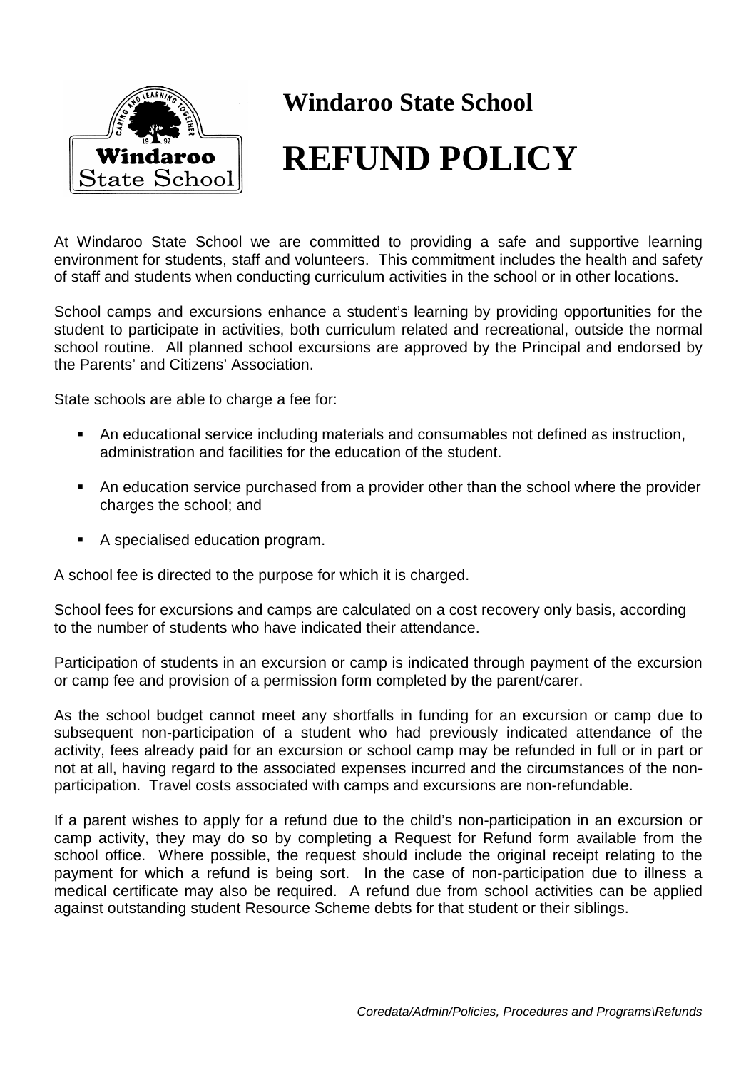**Windaroo State School**

# REFUND POLICY

At Windaroo State School we are committed to providing a safe and supportive learning environment for students, staff and volunteers. This commitment includes the health and safety of staff and students when conducting curriculum activities in the school or in other locations.

School camps and excursions enhance a student's learning by providing opportunities for the student to participate in activities, both curriculum related and recreational, outside the normal school routine. All planned school excursions are approved by the Principal and endorsed by the Parents' and Citizens' Association.

State schools are able to charge a fee for:

- An educational service including materials and consumables not defined as instruction, administration and facilities for the education of the student.
- An education service purchased from a provider other than the school where the provider charges the school; and
- A specialised education program.

A school fee is directed to the purpose for which it is charged.

School fees for excursions and camps are calculated on a cost recovery only basis, according to the number of students who have indicated their attendance.

Participation of students in an excursion or camp is indicated through payment of the excursion or camp fee and provision of a permission form completed by the parent/carer.

As the school budget cannot meet any shortfalls in funding for an excursion or camp due to subsequent non-participation of a student who had previously indicated attendance of the activity, fees already paid for an excursion or school camp may be refunded in full or in part or not at all, having regard to the associated expenses incurred and the circumstances of the non-participation. Travel costs associated with camps and excursions are non-refundable.

If a parent wishes to apply for a refund due to the child's non-participation in an excursion or camp activity, they may do so by completing a Request for Refund form available from the school office. Where possible, the request should include the original receipt relating to the payment for which a refund is being sort. In the case of non-participation due to illness a medical certificate may also be required. A refund due from school activities can be applied against outstanding student Resource Scheme debts for that student or their siblings.

*Coredata/Admin/Policies, Procedures and Programs\Refunds*